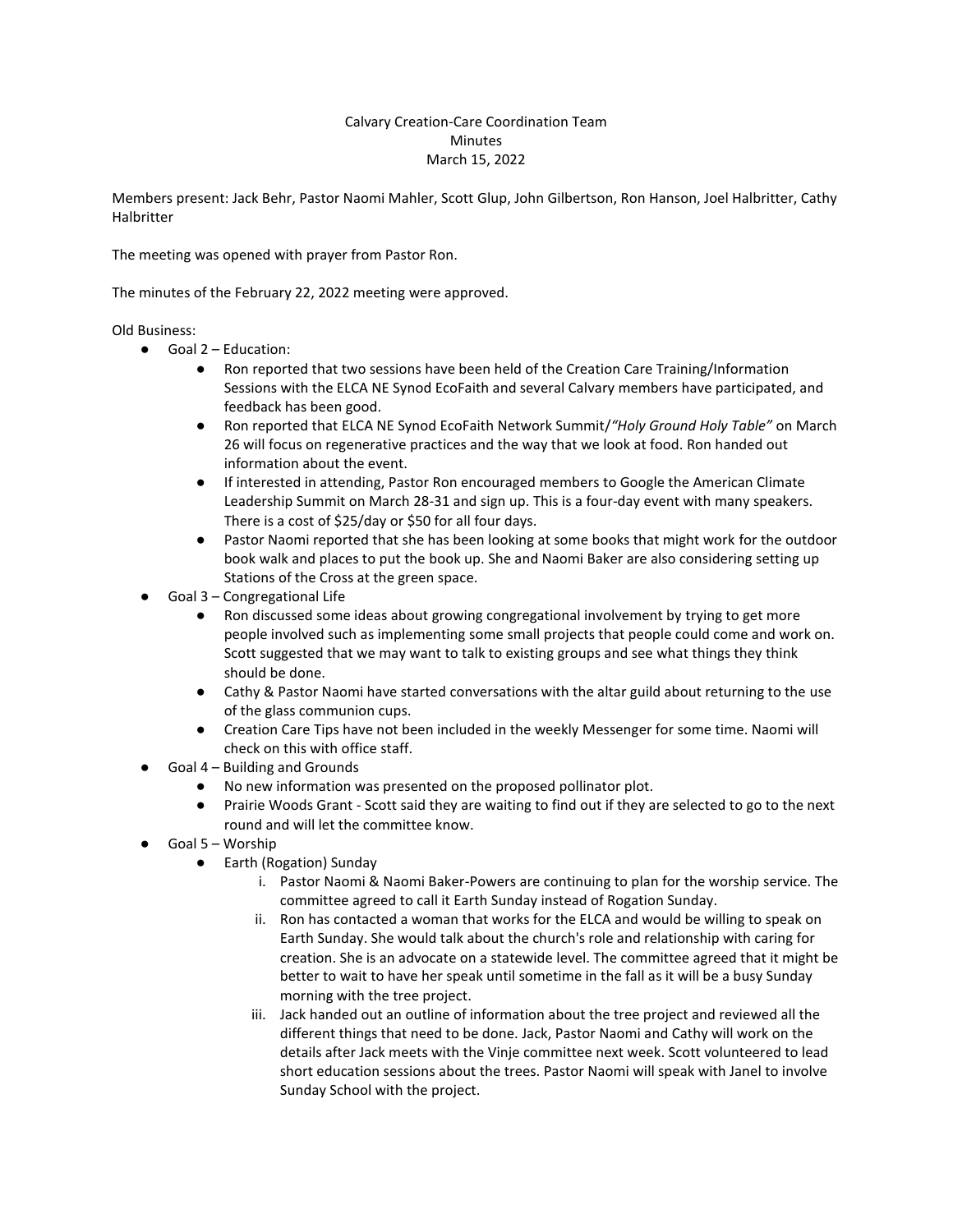Calvary Creation-Care Coordination Team
Minutes
March 15, 2022

Members present: Jack Behr, Pastor Naomi Mahler, Scott Glup, John Gilbertson, Ron Hanson, Joel Halbritter, Cathy Halbritter

The meeting was opened with prayer from Pastor Ron.

The minutes of the February 22, 2022 meeting were approved.

Old Business:

- Goal 2 – Education:
  - Ron reported that two sessions have been held of the Creation Care Training/Information Sessions with the ELCA NE Synod EcoFaith and several Calvary members have participated, and feedback has been good.
  - Ron reported that ELCA NE Synod EcoFaith Network Summit/*"Holy Ground Holy Table"* on March 26 will focus on regenerative practices and the way that we look at food. Ron handed out information about the event.
  - If interested in attending, Pastor Ron encouraged members to Google the American Climate Leadership Summit on March 28-31 and sign up. This is a four-day event with many speakers. There is a cost of $25/day or $50 for all four days.
  - Pastor Naomi reported that she has been looking at some books that might work for the outdoor book walk and places to put the book up. She and Naomi Baker are also considering setting up Stations of the Cross at the green space.
- Goal 3 – Congregational Life
  - Ron discussed some ideas about growing congregational involvement by trying to get more people involved such as implementing some small projects that people could come and work on. Scott suggested that we may want to talk to existing groups and see what things they think should be done.
  - Cathy & Pastor Naomi have started conversations with the altar guild about returning to the use of the glass communion cups.
  - Creation Care Tips have not been included in the weekly Messenger for some time. Naomi will check on this with office staff.
- Goal 4 – Building and Grounds
  - No new information was presented on the proposed pollinator plot.
  - Prairie Woods Grant - Scott said they are waiting to find out if they are selected to go to the next round and will let the committee know.
- Goal 5 – Worship
  - Earth (Rogation) Sunday
    1. Pastor Naomi & Naomi Baker-Powers are continuing to plan for the worship service. The committee agreed to call it Earth Sunday instead of Rogation Sunday.
    2. Ron has contacted a woman that works for the ELCA and would be willing to speak on Earth Sunday. She would talk about the church's role and relationship with caring for creation. She is an advocate on a statewide level. The committee agreed that it might be better to wait to have her speak until sometime in the fall as it will be a busy Sunday morning with the tree project.
    3. Jack handed out an outline of information about the tree project and reviewed all the different things that need to be done. Jack, Pastor Naomi and Cathy will work on the details after Jack meets with the Vinje committee next week. Scott volunteered to lead short education sessions about the trees. Pastor Naomi will speak with Janel to involve Sunday School with the project.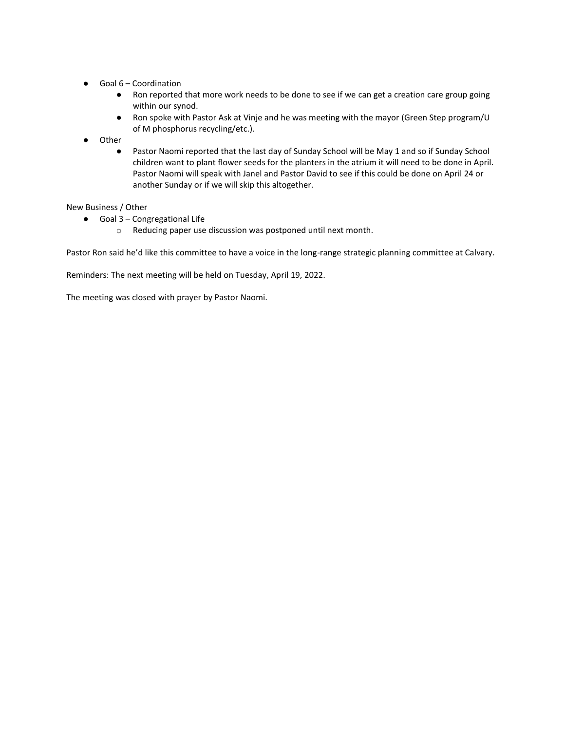- Goal 6 – Coordination
  - Ron reported that more work needs to be done to see if we can get a creation care group going within our synod.
  - Ron spoke with Pastor Ask at Vinje and he was meeting with the mayor (Green Step program/U of M phosphorus recycling/etc.).
- Other
  - Pastor Naomi reported that the last day of Sunday School will be May 1 and so if Sunday School children want to plant flower seeds for the planters in the atrium it will need to be done in April. Pastor Naomi will speak with Janel and Pastor David to see if this could be done on April 24 or another Sunday or if we will skip this altogether.

New Business / Other

- Goal 3 – Congregational Life
  - Reducing paper use discussion was postponed until next month.

Pastor Ron said he'd like this committee to have a voice in the long-range strategic planning committee at Calvary.

Reminders: The next meeting will be held on Tuesday, April 19, 2022.

The meeting was closed with prayer by Pastor Naomi.